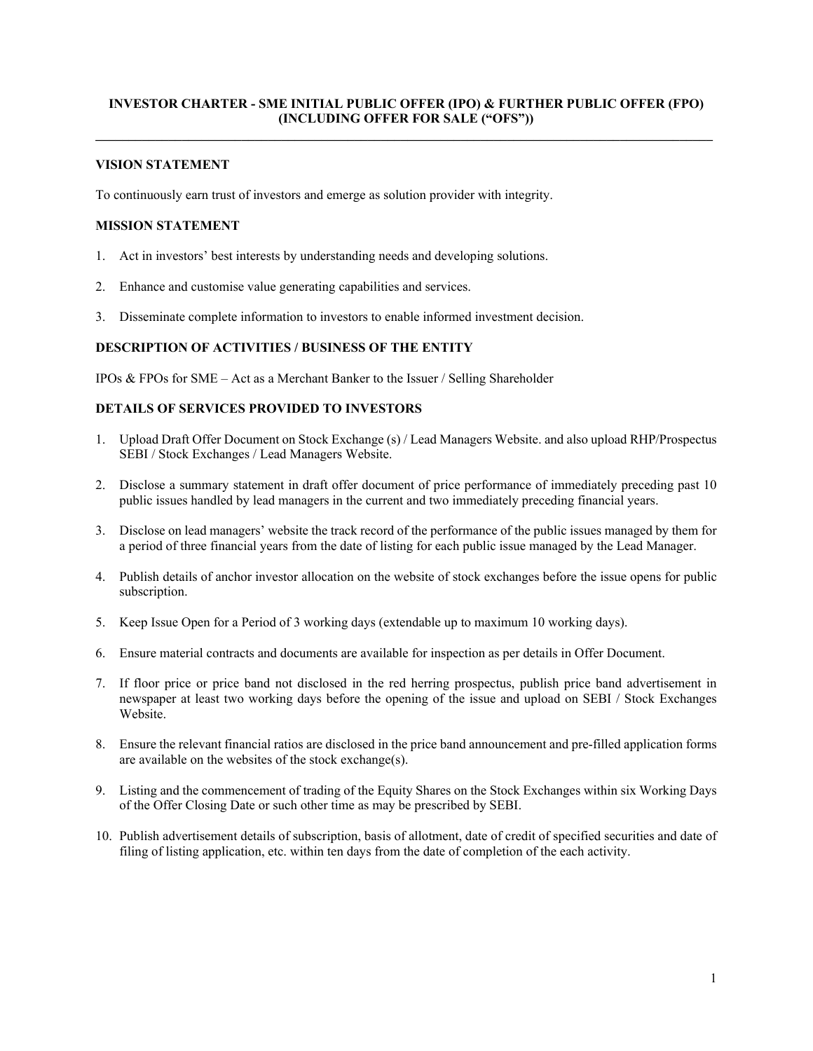# INVESTOR CHARTER - SME INITIAL PUBLIC OFFER (IPO) & FURTHER PUBLIC OFFER (FPO) (INCLUDING OFFER FOR SALE ("OFS"))

## VISION STATEMENT

To continuously earn trust of investors and emerge as solution provider with integrity.

## MISSION STATEMENT

1. Act in investors' best interests by understanding needs and developing solutions.
2. Enhance and customise value generating capabilities and services.
3. Disseminate complete information to investors to enable informed investment decision.

## DESCRIPTION OF ACTIVITIES / BUSINESS OF THE ENTITY

IPOs & FPOs for SME – Act as a Merchant Banker to the Issuer / Selling Shareholder

## DETAILS OF SERVICES PROVIDED TO INVESTORS

1. Upload Draft Offer Document on Stock Exchange (s) / Lead Managers Website. and also upload RHP/Prospectus SEBI / Stock Exchanges / Lead Managers Website.
2. Disclose a summary statement in draft offer document of price performance of immediately preceding past 10 public issues handled by lead managers in the current and two immediately preceding financial years.
3. Disclose on lead managers' website the track record of the performance of the public issues managed by them for a period of three financial years from the date of listing for each public issue managed by the Lead Manager.
4. Publish details of anchor investor allocation on the website of stock exchanges before the issue opens for public subscription.
5. Keep Issue Open for a Period of 3 working days (extendable up to maximum 10 working days).
6. Ensure material contracts and documents are available for inspection as per details in Offer Document.
7. If floor price or price band not disclosed in the red herring prospectus, publish price band advertisement in newspaper at least two working days before the opening of the issue and upload on SEBI / Stock Exchanges Website.
8. Ensure the relevant financial ratios are disclosed in the price band announcement and pre-filled application forms are available on the websites of the stock exchange(s).
9. Listing and the commencement of trading of the Equity Shares on the Stock Exchanges within six Working Days of the Offer Closing Date or such other time as may be prescribed by SEBI.
10. Publish advertisement details of subscription, basis of allotment, date of credit of specified securities and date of filing of listing application, etc. within ten days from the date of completion of the each activity.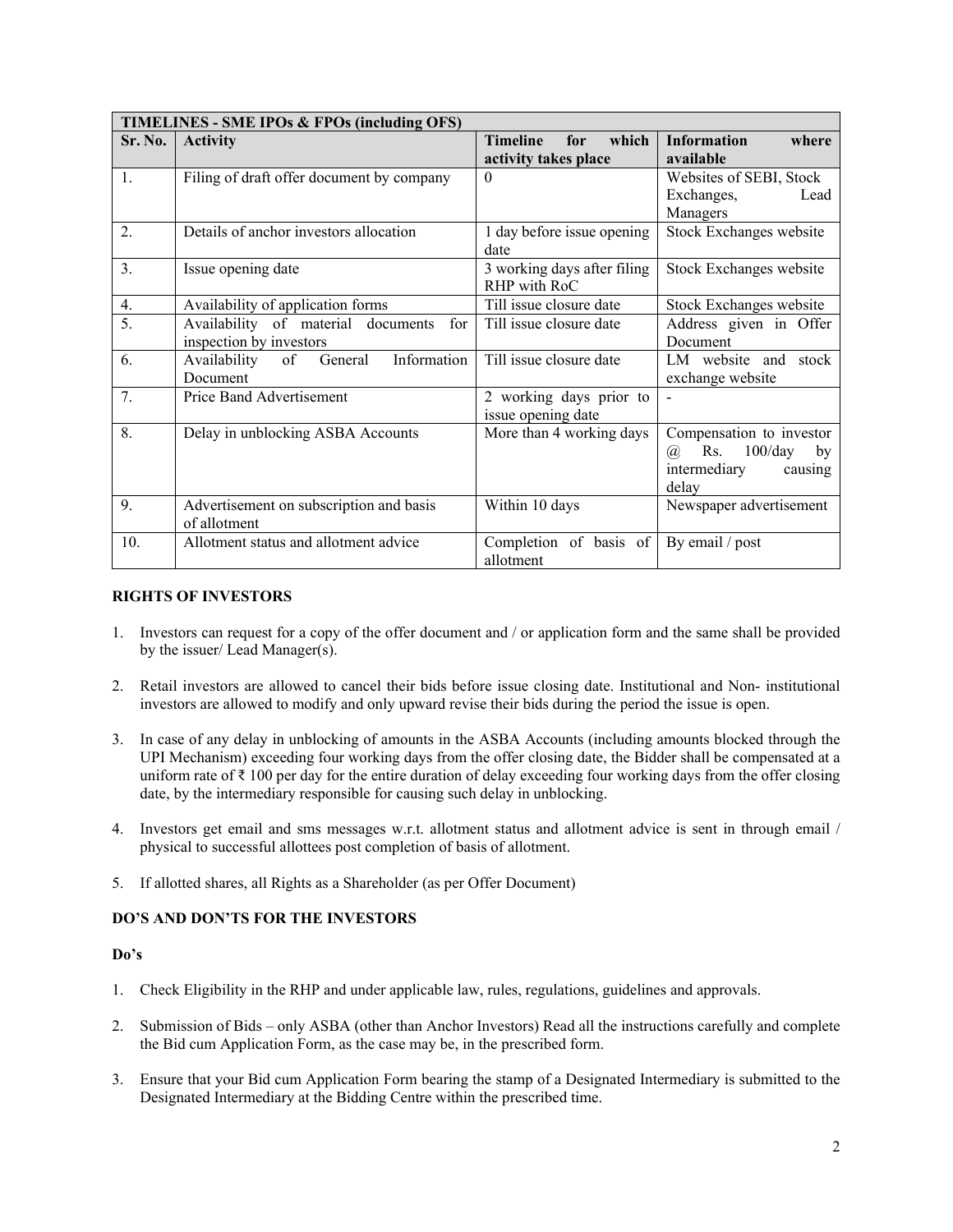| TIMELINES - SME IPOs & FPOs (including OFS) | | | |
|---|---|---|---|
| **Sr. No.** | **Activity** | **Timeline for which activity takes place** | **Information where available** |
| 1. | Filing of draft offer document by company | 0 | Websites of SEBI, Stock Exchanges, Lead Managers |
| 2. | Details of anchor investors allocation | 1 day before issue opening date | Stock Exchanges website |
| 3. | Issue opening date | 3 working days after filing RHP with RoC | Stock Exchanges website |
| 4. | Availability of application forms | Till issue closure date | Stock Exchanges website |
| 5. | Availability of material documents for inspection by investors | Till issue closure date | Address given in Offer Document |
| 6. | Availability of General Information Document | Till issue closure date | LM website and stock exchange website |
| 7. | Price Band Advertisement | 2 working days prior to issue opening date | - |
| 8. | Delay in unblocking ASBA Accounts | More than 4 working days | Compensation to investor @ Rs. 100/day by intermediary causing delay |
| 9. | Advertisement on subscription and basis of allotment | Within 10 days | Newspaper advertisement |
| 10. | Allotment status and allotment advice | Completion of basis of allotment | By email / post |

**RIGHTS OF INVESTORS**

1. Investors can request for a copy of the offer document and / or application form and the same shall be provided by the issuer/ Lead Manager(s).

2. Retail investors are allowed to cancel their bids before issue closing date. Institutional and Non- institutional investors are allowed to modify and only upward revise their bids during the period the issue is open.

3. In case of any delay in unblocking of amounts in the ASBA Accounts (including amounts blocked through the UPI Mechanism) exceeding four working days from the offer closing date, the Bidder shall be compensated at a uniform rate of ₹ 100 per day for the entire duration of delay exceeding four working days from the offer closing date, by the intermediary responsible for causing such delay in unblocking.

4. Investors get email and sms messages w.r.t. allotment status and allotment advice is sent in through email / physical to successful allottees post completion of basis of allotment.

5. If allotted shares, all Rights as a Shareholder (as per Offer Document)

**DO'S AND DON'TS FOR THE INVESTORS**

**Do's**

1. Check Eligibility in the RHP and under applicable law, rules, regulations, guidelines and approvals.

2. Submission of Bids – only ASBA (other than Anchor Investors) Read all the instructions carefully and complete the Bid cum Application Form, as the case may be, in the prescribed form.

3. Ensure that your Bid cum Application Form bearing the stamp of a Designated Intermediary is submitted to the Designated Intermediary at the Bidding Centre within the prescribed time.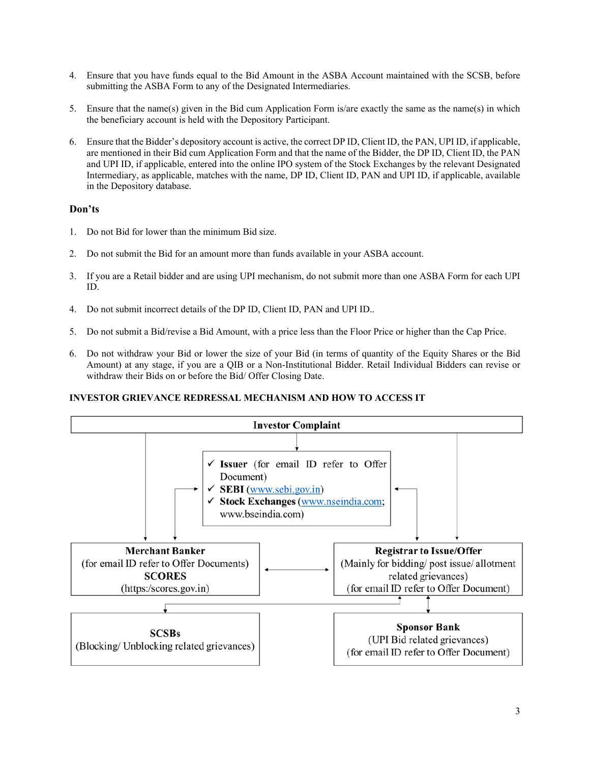4. Ensure that you have funds equal to the Bid Amount in the ASBA Account maintained with the SCSB, before submitting the ASBA Form to any of the Designated Intermediaries.

5. Ensure that the name(s) given in the Bid cum Application Form is/are exactly the same as the name(s) in which the beneficiary account is held with the Depository Participant.

6. Ensure that the Bidder's depository account is active, the correct DP ID, Client ID, the PAN, UPI ID, if applicable, are mentioned in their Bid cum Application Form and that the name of the Bidder, the DP ID, Client ID, the PAN and UPI ID, if applicable, entered into the online IPO system of the Stock Exchanges by the relevant Designated Intermediary, as applicable, matches with the name, DP ID, Client ID, PAN and UPI ID, if applicable, available in the Depository database.

### Don'ts

1. Do not Bid for lower than the minimum Bid size.

2. Do not submit the Bid for an amount more than funds available in your ASBA account.

3. If you are a Retail bidder and are using UPI mechanism, do not submit more than one ASBA Form for each UPI ID.

4. Do not submit incorrect details of the DP ID, Client ID, PAN and UPI ID..

5. Do not submit a Bid/revise a Bid Amount, with a price less than the Floor Price or higher than the Cap Price.

6. Do not withdraw your Bid or lower the size of your Bid (in terms of quantity of the Equity Shares or the Bid Amount) at any stage, if you are a QIB or a Non-Institutional Bidder. Retail Individual Bidders can revise or withdraw their Bids on or before the Bid/ Offer Closing Date.

### INVESTOR GRIEVANCE REDRESSAL MECHANISM AND HOW TO ACCESS IT

**Investor Complaint**

- ✓ **Issuer** (for email ID refer to Offer Document)
- ✓ **SEBI** (www.sebi.gov.in)
- ✓ **Stock Exchanges** (www.nseindia.com; www.bseindia.com)

**Merchant Banker**
(for email ID refer to Offer Documents)
**SCORES**
(https:/scores.gov.in)

**Registrar to Issue/Offer**
(Mainly for bidding/ post issue/ allotment related grievances)
(for email ID refer to Offer Document)

**SCSBs**
(Blocking/ Unblocking related grievances)

**Sponsor Bank**
(UPI Bid related grievances)
(for email ID refer to Offer Document)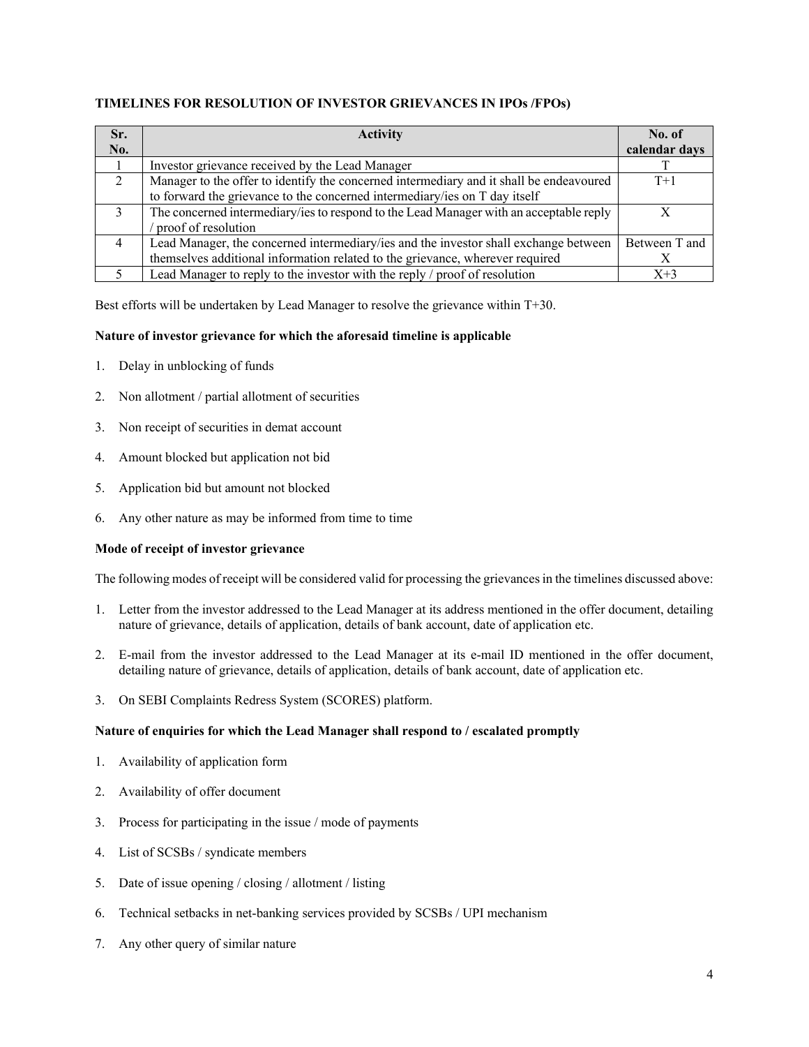**TIMELINES FOR RESOLUTION OF INVESTOR GRIEVANCES IN IPOs /FPOs)**

| Sr. No. | Activity | No. of calendar days |
|---|---|---|
| 1 | Investor grievance received by the Lead Manager | T |
| 2 | Manager to the offer to identify the concerned intermediary and it shall be endeavoured to forward the grievance to the concerned intermediary/ies on T day itself | T+1 |
| 3 | The concerned intermediary/ies to respond to the Lead Manager with an acceptable reply / proof of resolution | X |
| 4 | Lead Manager, the concerned intermediary/ies and the investor shall exchange between themselves additional information related to the grievance, wherever required | Between T and X |
| 5 | Lead Manager to reply to the investor with the reply / proof of resolution | X+3 |

Best efforts will be undertaken by Lead Manager to resolve the grievance within T+30.

**Nature of investor grievance for which the aforesaid timeline is applicable**

1. Delay in unblocking of funds
2. Non allotment / partial allotment of securities
3. Non receipt of securities in demat account
4. Amount blocked but application not bid
5. Application bid but amount not blocked
6. Any other nature as may be informed from time to time

**Mode of receipt of investor grievance**

The following modes of receipt will be considered valid for processing the grievances in the timelines discussed above:

1. Letter from the investor addressed to the Lead Manager at its address mentioned in the offer document, detailing nature of grievance, details of application, details of bank account, date of application etc.
2. E-mail from the investor addressed to the Lead Manager at its e-mail ID mentioned in the offer document, detailing nature of grievance, details of application, details of bank account, date of application etc.
3. On SEBI Complaints Redress System (SCORES) platform.

**Nature of enquiries for which the Lead Manager shall respond to / escalated promptly**

1. Availability of application form
2. Availability of offer document
3. Process for participating in the issue / mode of payments
4. List of SCSBs / syndicate members
5. Date of issue opening / closing / allotment / listing
6. Technical setbacks in net-banking services provided by SCSBs / UPI mechanism
7. Any other query of similar nature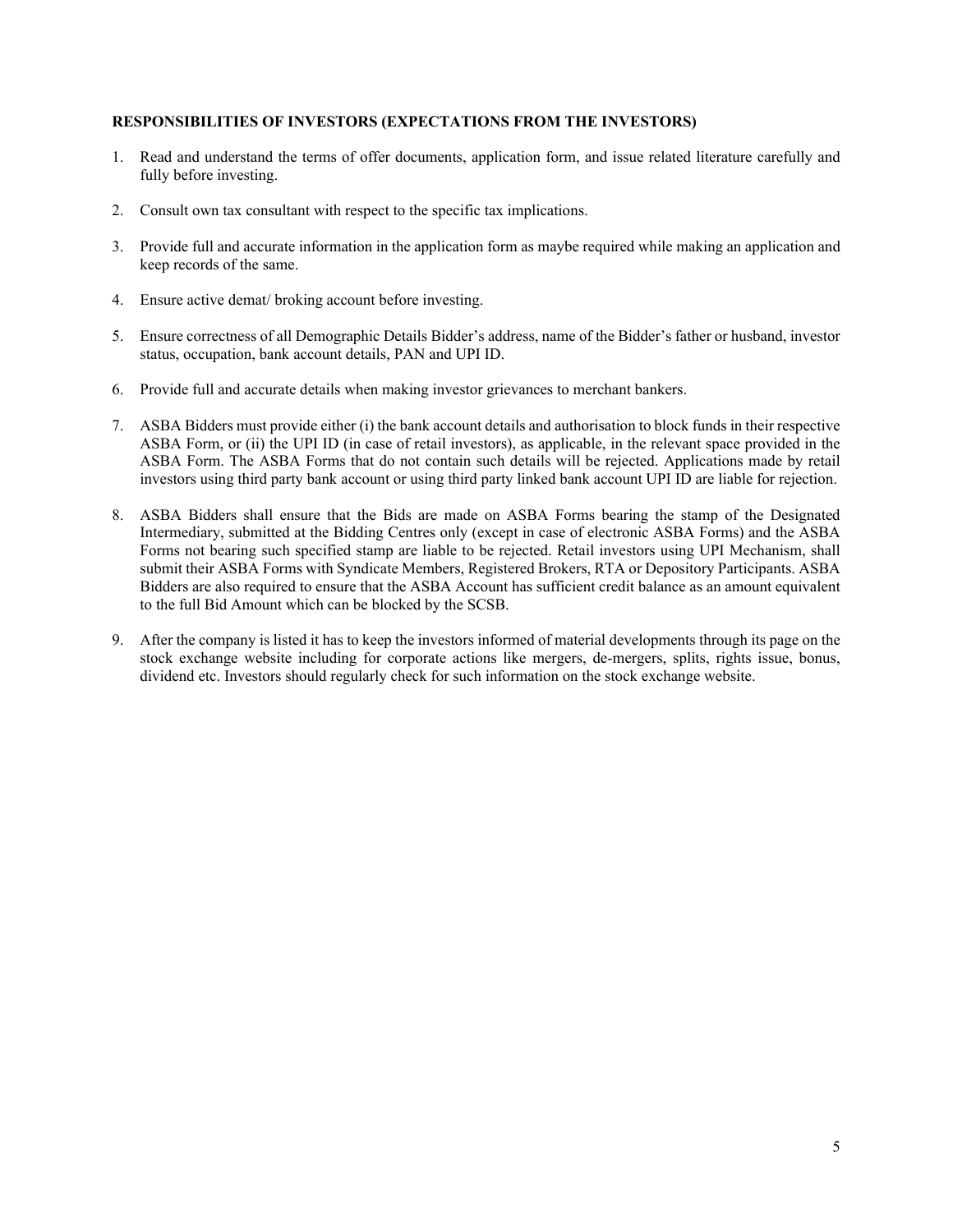**RESPONSIBILITIES OF INVESTORS (EXPECTATIONS FROM THE INVESTORS)**

1. Read and understand the terms of offer documents, application form, and issue related literature carefully and fully before investing.

2. Consult own tax consultant with respect to the specific tax implications.

3. Provide full and accurate information in the application form as maybe required while making an application and keep records of the same.

4. Ensure active demat/ broking account before investing.

5. Ensure correctness of all Demographic Details Bidder's address, name of the Bidder's father or husband, investor status, occupation, bank account details, PAN and UPI ID.

6. Provide full and accurate details when making investor grievances to merchant bankers.

7. ASBA Bidders must provide either (i) the bank account details and authorisation to block funds in their respective ASBA Form, or (ii) the UPI ID (in case of retail investors), as applicable, in the relevant space provided in the ASBA Form. The ASBA Forms that do not contain such details will be rejected. Applications made by retail investors using third party bank account or using third party linked bank account UPI ID are liable for rejection.

8. ASBA Bidders shall ensure that the Bids are made on ASBA Forms bearing the stamp of the Designated Intermediary, submitted at the Bidding Centres only (except in case of electronic ASBA Forms) and the ASBA Forms not bearing such specified stamp are liable to be rejected. Retail investors using UPI Mechanism, shall submit their ASBA Forms with Syndicate Members, Registered Brokers, RTA or Depository Participants. ASBA Bidders are also required to ensure that the ASBA Account has sufficient credit balance as an amount equivalent to the full Bid Amount which can be blocked by the SCSB.

9. After the company is listed it has to keep the investors informed of material developments through its page on the stock exchange website including for corporate actions like mergers, de-mergers, splits, rights issue, bonus, dividend etc. Investors should regularly check for such information on the stock exchange website.